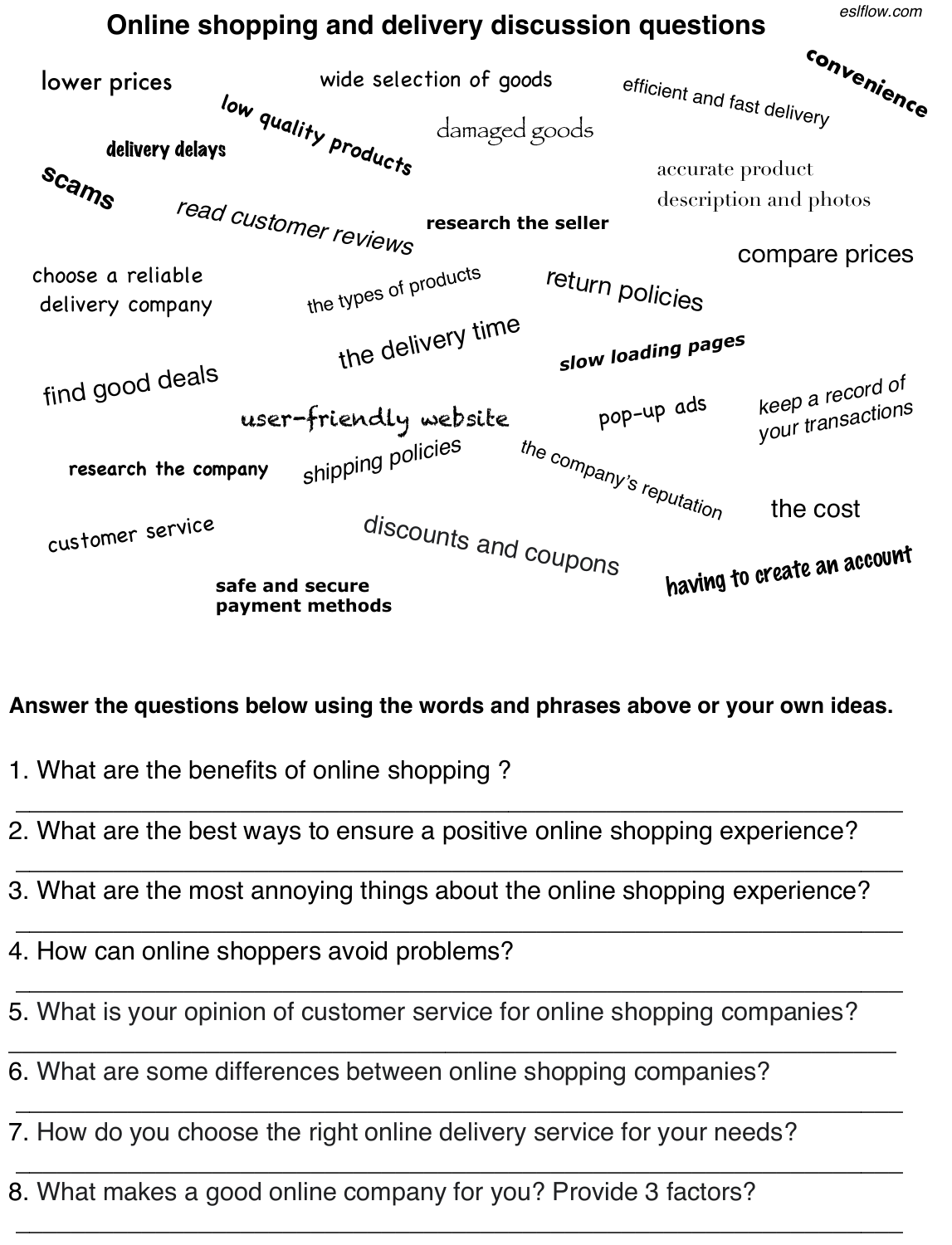# Online shopping and delivery discussion questions

lower prices

wide selection of goods

efficient and fast delivery

convenience

low quality products

damaged goods

delivery delays

scams

accurate product description and photos

read customer reviews

research the seller

compare prices

choose a reliable delivery company

the types of products

return policies

the delivery time

slow loading pages

find good deals

user-friendly website

pop-up ads

keep a record of your transactions

research the company

shipping policies

the company's reputation

the cost

customer service

discounts and coupons

having to create an account

safe and secure payment methods

**Answer the questions below using the words and phrases above or your own ideas.**

1. What are the benefits of online shopping ?

___________________________________________________________________

2. What are the best ways to ensure a positive online shopping experience?

___________________________________________________________________

3. What are the most annoying things about the online shopping experience?

___________________________________________________________________

4. How can online shoppers avoid problems?

___________________________________________________________________

5. What is your opinion of customer service for online shopping companies?

___________________________________________________________________

6. What are some differences between online shopping companies?

___________________________________________________________________

7. How do you choose the right online delivery service for your needs?

___________________________________________________________________

8. What makes a good online company for you? Provide 3 factors?

___________________________________________________________________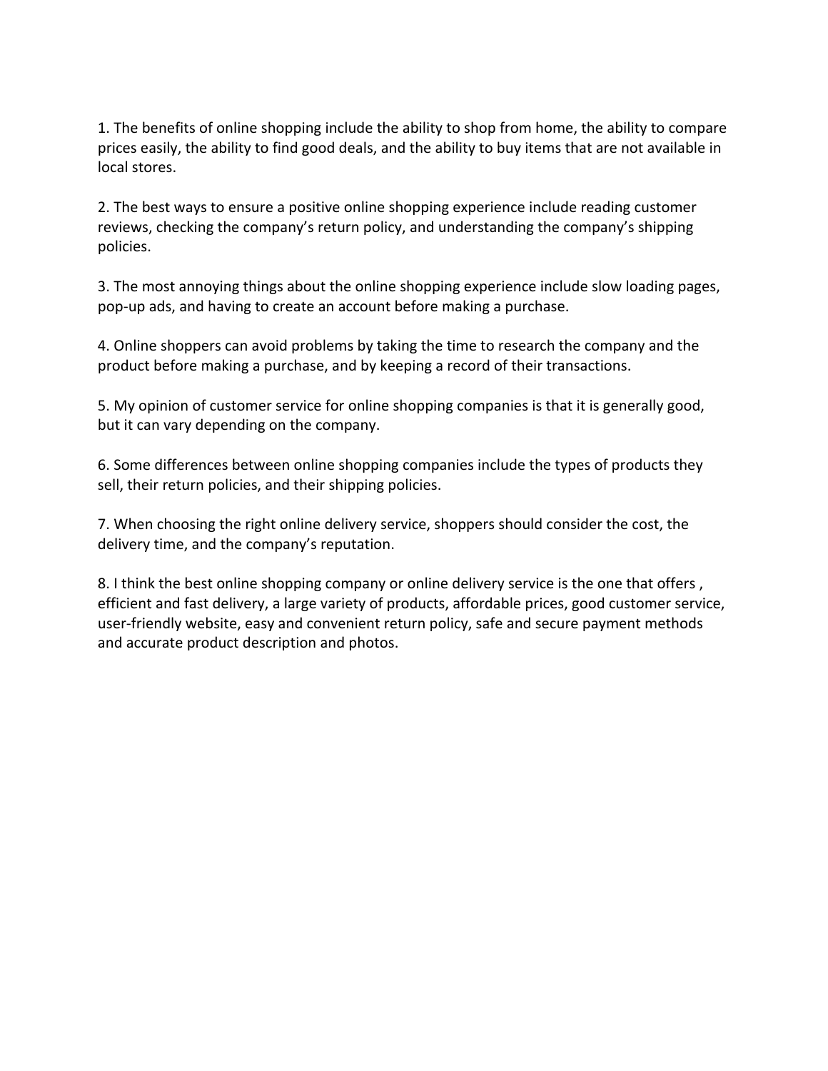1. The benefits of online shopping include the ability to shop from home, the ability to compare prices easily, the ability to find good deals, and the ability to buy items that are not available in local stores.

2. The best ways to ensure a positive online shopping experience include reading customer reviews, checking the company's return policy, and understanding the company's shipping policies.

3. The most annoying things about the online shopping experience include slow loading pages, pop-up ads, and having to create an account before making a purchase.

4. Online shoppers can avoid problems by taking the time to research the company and the product before making a purchase, and by keeping a record of their transactions.

5. My opinion of customer service for online shopping companies is that it is generally good, but it can vary depending on the company.

6. Some differences between online shopping companies include the types of products they sell, their return policies, and their shipping policies.

7. When choosing the right online delivery service, shoppers should consider the cost, the delivery time, and the company's reputation.

8. I think the best online shopping company or online delivery service is the one that offers , efficient and fast delivery, a large variety of products, affordable prices, good customer service, user-friendly website, easy and convenient return policy, safe and secure payment methods and accurate product description and photos.